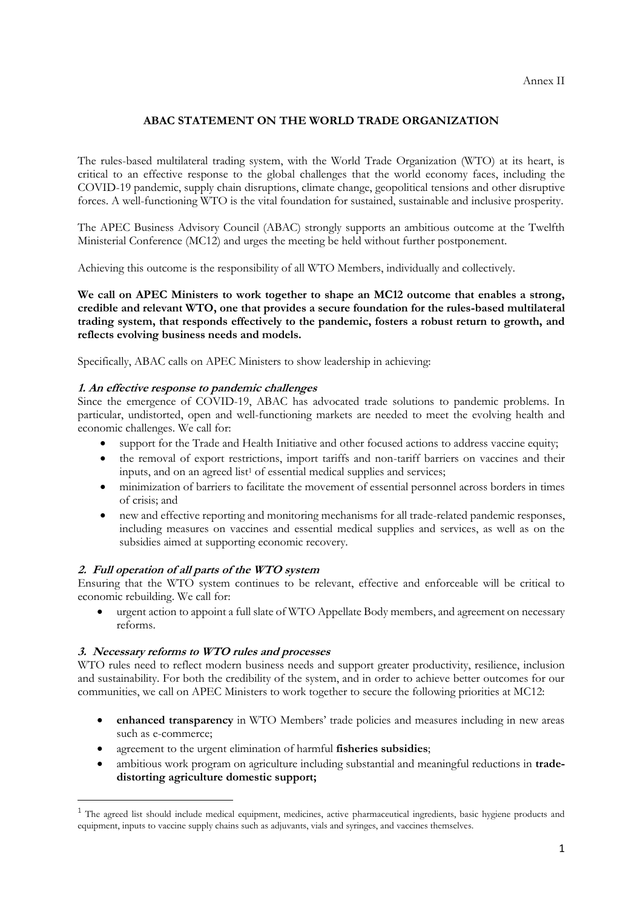Annex II

# ABAC STATEMENT ON THE WORLD TRADE ORGANIZATION

The rules-based multilateral trading system, with the World Trade Organization (WTO) at its heart, is critical to an effective response to the global challenges that the world economy faces, including the COVID-19 pandemic, supply chain disruptions, climate change, geopolitical tensions and other disruptive forces. A well-functioning WTO is the vital foundation for sustained, sustainable and inclusive prosperity.

The APEC Business Advisory Council (ABAC) strongly supports an ambitious outcome at the Twelfth Ministerial Conference (MC12) and urges the meeting be held without further postponement.

Achieving this outcome is the responsibility of all WTO Members, individually and collectively.

**We call on APEC Ministers to work together to shape an MC12 outcome that enables a strong, credible and relevant WTO, one that provides a secure foundation for the rules-based multilateral trading system, that responds effectively to the pandemic, fosters a robust return to growth, and reflects evolving business needs and models.**

Specifically, ABAC calls on APEC Ministers to show leadership in achieving:

### *1. An effective response to pandemic challenges*

Since the emergence of COVID-19, ABAC has advocated trade solutions to pandemic problems. In particular, undistorted, open and well-functioning markets are needed to meet the evolving health and economic challenges. We call for:

- support for the Trade and Health Initiative and other focused actions to address vaccine equity;
- the removal of export restrictions, import tariffs and non-tariff barriers on vaccines and their inputs, and on an agreed list[1] of essential medical supplies and services;
- minimization of barriers to facilitate the movement of essential personnel across borders in times of crisis; and
- new and effective reporting and monitoring mechanisms for all trade-related pandemic responses, including measures on vaccines and essential medical supplies and services, as well as on the subsidies aimed at supporting economic recovery.

### *2. Full operation of all parts of the WTO system*

Ensuring that the WTO system continues to be relevant, effective and enforceable will be critical to economic rebuilding. We call for:

- urgent action to appoint a full slate of WTO Appellate Body members, and agreement on necessary reforms.

### *3. Necessary reforms to WTO rules and processes*

WTO rules need to reflect modern business needs and support greater productivity, resilience, inclusion and sustainability. For both the credibility of the system, and in order to achieve better outcomes for our communities, we call on APEC Ministers to work together to secure the following priorities at MC12:

- **enhanced transparency** in WTO Members' trade policies and measures including in new areas such as e-commerce;
- agreement to the urgent elimination of harmful **fisheries subsidies**;
- ambitious work program on agriculture including substantial and meaningful reductions in **trade-distorting agriculture domestic support;**

[1] The agreed list should include medical equipment, medicines, active pharmaceutical ingredients, basic hygiene products and equipment, inputs to vaccine supply chains such as adjuvants, vials and syringes, and vaccines themselves.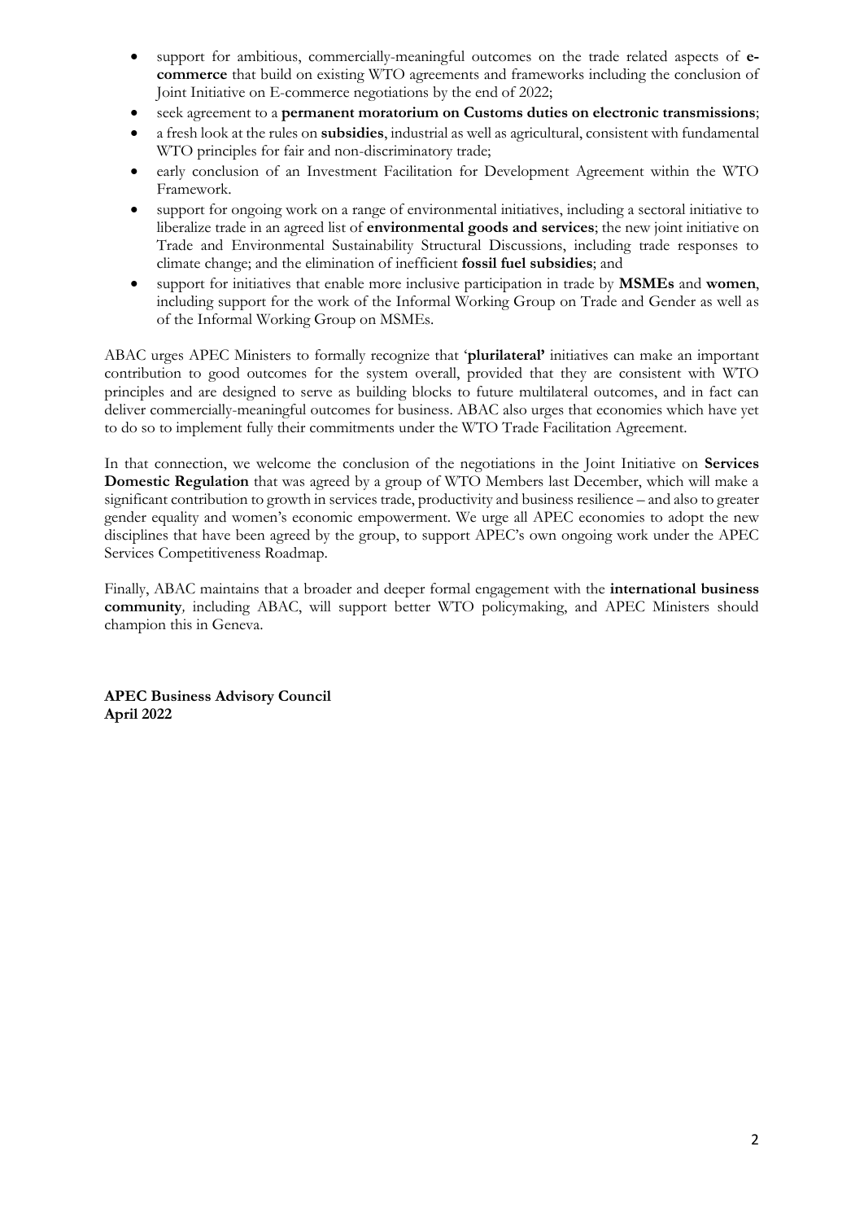- support for ambitious, commercially-meaningful outcomes on the trade related aspects of **e-commerce** that build on existing WTO agreements and frameworks including the conclusion of Joint Initiative on E-commerce negotiations by the end of 2022;
- seek agreement to a **permanent moratorium on Customs duties on electronic transmissions**;
- a fresh look at the rules on **subsidies**, industrial as well as agricultural, consistent with fundamental WTO principles for fair and non-discriminatory trade;
- early conclusion of an Investment Facilitation for Development Agreement within the WTO Framework.
- support for ongoing work on a range of environmental initiatives, including a sectoral initiative to liberalize trade in an agreed list of **environmental goods and services**; the new joint initiative on Trade and Environmental Sustainability Structural Discussions, including trade responses to climate change; and the elimination of inefficient **fossil fuel subsidies**; and
- support for initiatives that enable more inclusive participation in trade by **MSMEs** and **women**, including support for the work of the Informal Working Group on Trade and Gender as well as of the Informal Working Group on MSMEs.

ABAC urges APEC Ministers to formally recognize that '**plurilateral'** initiatives can make an important contribution to good outcomes for the system overall, provided that they are consistent with WTO principles and are designed to serve as building blocks to future multilateral outcomes, and in fact can deliver commercially-meaningful outcomes for business. ABAC also urges that economies which have yet to do so to implement fully their commitments under the WTO Trade Facilitation Agreement.

In that connection, we welcome the conclusion of the negotiations in the Joint Initiative on **Services Domestic Regulation** that was agreed by a group of WTO Members last December, which will make a significant contribution to growth in services trade, productivity and business resilience – and also to greater gender equality and women's economic empowerment. We urge all APEC economies to adopt the new disciplines that have been agreed by the group, to support APEC's own ongoing work under the APEC Services Competitiveness Roadmap.

Finally, ABAC maintains that a broader and deeper formal engagement with the **international business community***,* including ABAC, will support better WTO policymaking, and APEC Ministers should champion this in Geneva.

**APEC Business Advisory Council**
**April 2022**